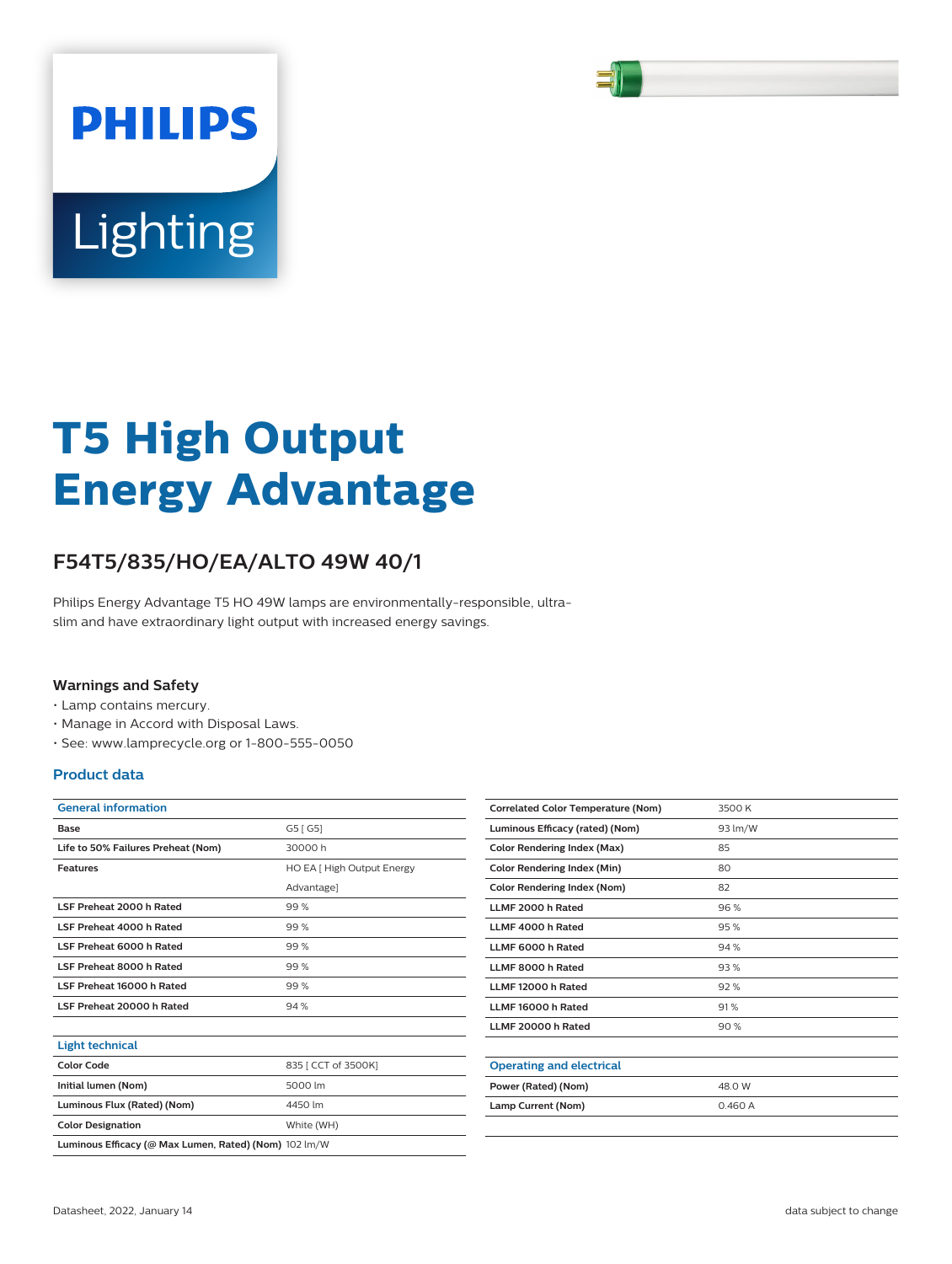PHILIPS

Lighting

# T5 High Output Energy Advantage

## F54T5/835/HO/EA/ALTO 49W 40/1

Philips Energy Advantage T5 HO 49W lamps are environmentally-responsible, ultra-slim and have extraordinary light output with increased energy savings.

### Warnings and Safety

- Lamp contains mercury.
- Manage in Accord with Disposal Laws.
- See: www.lamprecycle.org or 1-800-555-0050

### Product data

| General information | |
|---|---|
| Base | G5 [ G5] |
| Life to 50% Failures Preheat (Nom) | 30000 h |
| Features | HO EA [ High Output Energy Advantage] |
| LSF Preheat 2000 h Rated | 99 % |
| LSF Preheat 4000 h Rated | 99 % |
| LSF Preheat 6000 h Rated | 99 % |
| LSF Preheat 8000 h Rated | 99 % |
| LSF Preheat 16000 h Rated | 99 % |
| LSF Preheat 20000 h Rated | 94 % |

| Light technical | |
|---|---|
| Color Code | 835 [ CCT of 3500K] |
| Initial lumen (Nom) | 5000 lm |
| Luminous Flux (Rated) (Nom) | 4450 lm |
| Color Designation | White (WH) |
| Luminous Efficacy (@ Max Lumen, Rated) (Nom) | 102 lm/W |
| Correlated Color Temperature (Nom) | 3500 K |
| Luminous Efficacy (rated) (Nom) | 93 lm/W |
| Color Rendering Index (Max) | 85 |
| Color Rendering Index (Min) | 80 |
| Color Rendering Index (Nom) | 82 |
| LLMF 2000 h Rated | 96 % |
| LLMF 4000 h Rated | 95 % |
| LLMF 6000 h Rated | 94 % |
| LLMF 8000 h Rated | 93 % |
| LLMF 12000 h Rated | 92 % |
| LLMF 16000 h Rated | 91 % |
| LLMF 20000 h Rated | 90 % |

| Operating and electrical | |
|---|---|
| Power (Rated) (Nom) | 48.0 W |
| Lamp Current (Nom) | 0.460 A |

Datasheet, 2022, January 14 data subject to change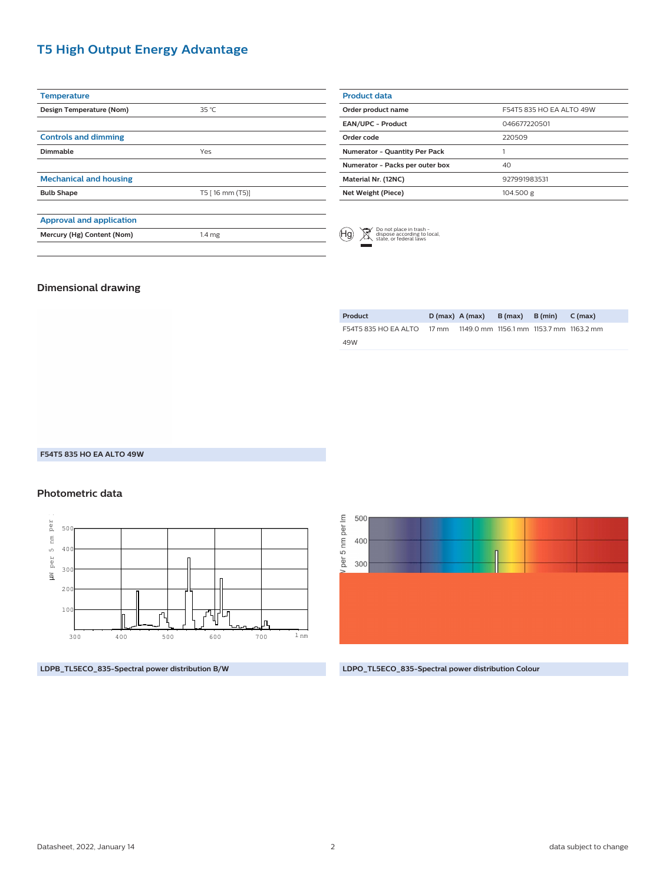# T5 High Output Energy Advantage

| Temperature | |
|---|---|
| Design Temperature (Nom) | 35 °C |

| Controls and dimming | |
|---|---|
| Dimmable | Yes |

| Mechanical and housing | |
|---|---|
| Bulb Shape | T5 [ 16 mm (T5)] |

| Approval and application | |
|---|---|
| Mercury (Hg) Content (Nom) | 1.4 mg |

| Product data | |
|---|---|
| Order product name | F54T5 835 HO EA ALTO 49W |
| EAN/UPC - Product | 046677220501 |
| Order code | 220509 |
| Numerator - Quantity Per Pack | 1 |
| Numerator - Packs per outer box | 40 |
| Material Nr. (12NC) | 927991983531 |
| Net Weight (Piece) | 104.500 g |

Hg — Do not place in trash - dispose according to local, state, or federal laws

## Dimensional drawing

| Product | D (max) | A (max) | B (max) | B (min) | C (max) |
|---|---|---|---|---|---|
| F54T5 835 HO EA ALTO 49W | 17 mm | 1149.0 mm | 1156.1 mm | 1153.7 mm | 1163.2 mm |

F54T5 835 HO EA ALTO 49W

## Photometric data

LDPB_TL5ECO_835-Spectral power distribution B/W

LDPO_TL5ECO_835-Spectral power distribution Colour

Datasheet, 2022, January 14

data subject to change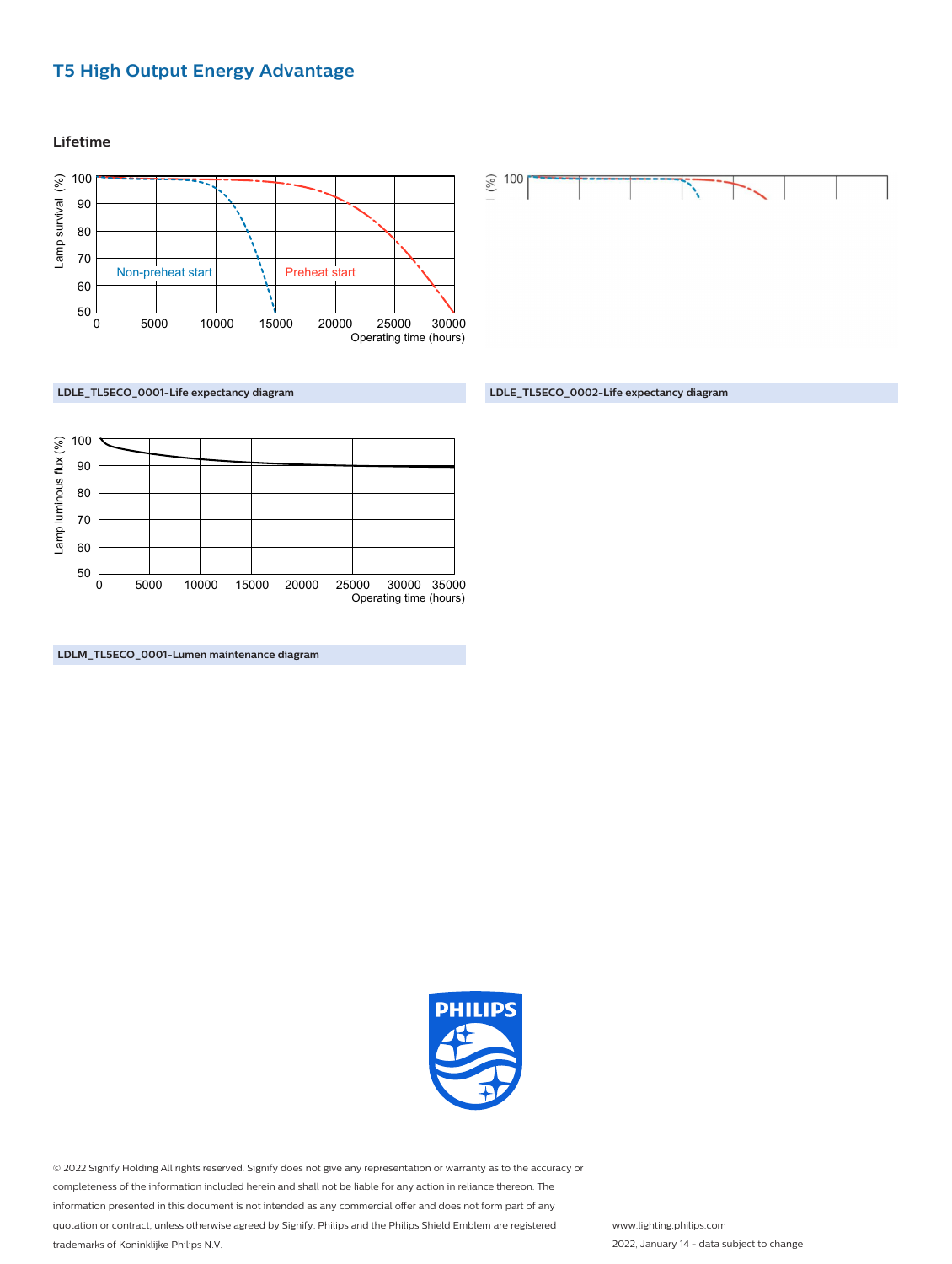## Lifetime

Lamp survival (%)
100
90
80
70
60
50
0 5000 10000 15000 20000 25000 30000
Operating time (hours)
Non-preheat start
Preheat start

**LDLE_TL5ECO_0001-Life expectancy diagram**

(%) 100

**LDLE_TL5ECO_0002-Life expectancy diagram**

Lamp luminous flux (%)
100
90
80
70
60
50
0 5000 10000 15000 20000 25000 30000 35000
Operating time (hours)

**LDLM_TL5ECO_0001-Lumen maintenance diagram**

© 2022 Signify Holding All rights reserved. Signify does not give any representation or warranty as to the accuracy or completeness of the information included herein and shall not be liable for any action in reliance thereon. The information presented in this document is not intended as any commercial offer and does not form part of any quotation or contract, unless otherwise agreed by Signify. Philips and the Philips Shield Emblem are registered trademarks of Koninklijke Philips N.V.

www.lighting.philips.com
2022, January 14 - data subject to change